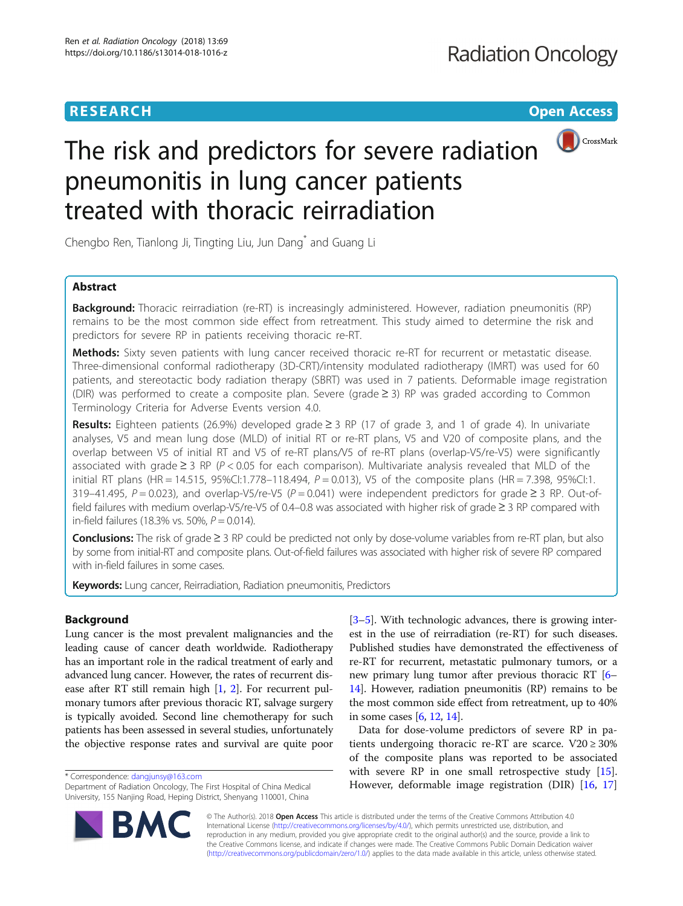RESEARCH

Open Access

# The risk and predictors for severe radiation pneumonitis in lung cancer patients treated with thoracic reirradiation

Chengbo Ren, Tianlong Ji, Tingting Liu, Jun Dang* and Guang Li

## Abstract

**Background:** Thoracic reirradiation (re-RT) is increasingly administered. However, radiation pneumonitis (RP) remains to be the most common side effect from retreatment. This study aimed to determine the risk and predictors for severe RP in patients receiving thoracic re-RT.

**Methods:** Sixty seven patients with lung cancer received thoracic re-RT for recurrent or metastatic disease. Three-dimensional conformal radiotherapy (3D-CRT)/intensity modulated radiotherapy (IMRT) was used for 60 patients, and stereotactic body radiation therapy (SBRT) was used in 7 patients. Deformable image registration (DIR) was performed to create a composite plan. Severe (grade ≥ 3) RP was graded according to Common Terminology Criteria for Adverse Events version 4.0.

**Results:** Eighteen patients (26.9%) developed grade ≥ 3 RP (17 of grade 3, and 1 of grade 4). In univariate analyses, V5 and mean lung dose (MLD) of initial RT or re-RT plans, V5 and V20 of composite plans, and the overlap between V5 of initial RT and V5 of re-RT plans/V5 of re-RT plans (overlap-V5/re-V5) were significantly associated with grade ≥ 3 RP ($P < 0.05$ for each comparison). Multivariate analysis revealed that MLD of the initial RT plans (HR = 14.515, 95%CI:1.778–118.494, $P = 0.013$), V5 of the composite plans (HR = 7.398, 95%CI:1. 319–41.495, $P = 0.023$), and overlap-V5/re-V5 ($P = 0.041$) were independent predictors for grade ≥ 3 RP. Out-of-field failures with medium overlap-V5/re-V5 of 0.4–0.8 was associated with higher risk of grade ≥ 3 RP compared with in-field failures (18.3% vs. 50%, $P = 0.014$).

**Conclusions:** The risk of grade ≥ 3 RP could be predicted not only by dose-volume variables from re-RT plan, but also by some from initial-RT and composite plans. Out-of-field failures was associated with higher risk of severe RP compared with in-field failures in some cases.

**Keywords:** Lung cancer, Reirradiation, Radiation pneumonitis, Predictors

## Background

Lung cancer is the most prevalent malignancies and the leading cause of cancer death worldwide. Radiotherapy has an important role in the radical treatment of early and advanced lung cancer. However, the rates of recurrent disease after RT still remain high [1, 2]. For recurrent pulmonary tumors after previous thoracic RT, salvage surgery is typically avoided. Second line chemotherapy for such patients has been assessed in several studies, unfortunately the objective response rates and survival are quite poor [3–5]. With technologic advances, there is growing interest in the use of reirradiation (re-RT) for such diseases. Published studies have demonstrated the effectiveness of re-RT for recurrent, metastatic pulmonary tumors, or a new primary lung tumor after previous thoracic RT [6–14]. However, radiation pneumonitis (RP) remains to be the most common side effect from retreatment, up to 40% in some cases [6, 12, 14].

Data for dose-volume predictors of severe RP in patients undergoing thoracic re-RT are scarce. V20 ≥ 30% of the composite plans was reported to be associated with severe RP in one small retrospective study [15]. However, deformable image registration (DIR) [16, 17]

* Correspondence: dangjunsy@163.com
Department of Radiation Oncology, The First Hospital of China Medical University, 155 Nanjing Road, Heping District, Shenyang 110001, China

© The Author(s). 2018 **Open Access** This article is distributed under the terms of the Creative Commons Attribution 4.0 International License (http://creativecommons.org/licenses/by/4.0/), which permits unrestricted use, distribution, and reproduction in any medium, provided you give appropriate credit to the original author(s) and the source, provide a link to the Creative Commons license, and indicate if changes were made. The Creative Commons Public Domain Dedication waiver (http://creativecommons.org/publicdomain/zero/1.0/) applies to the data made available in this article, unless otherwise stated.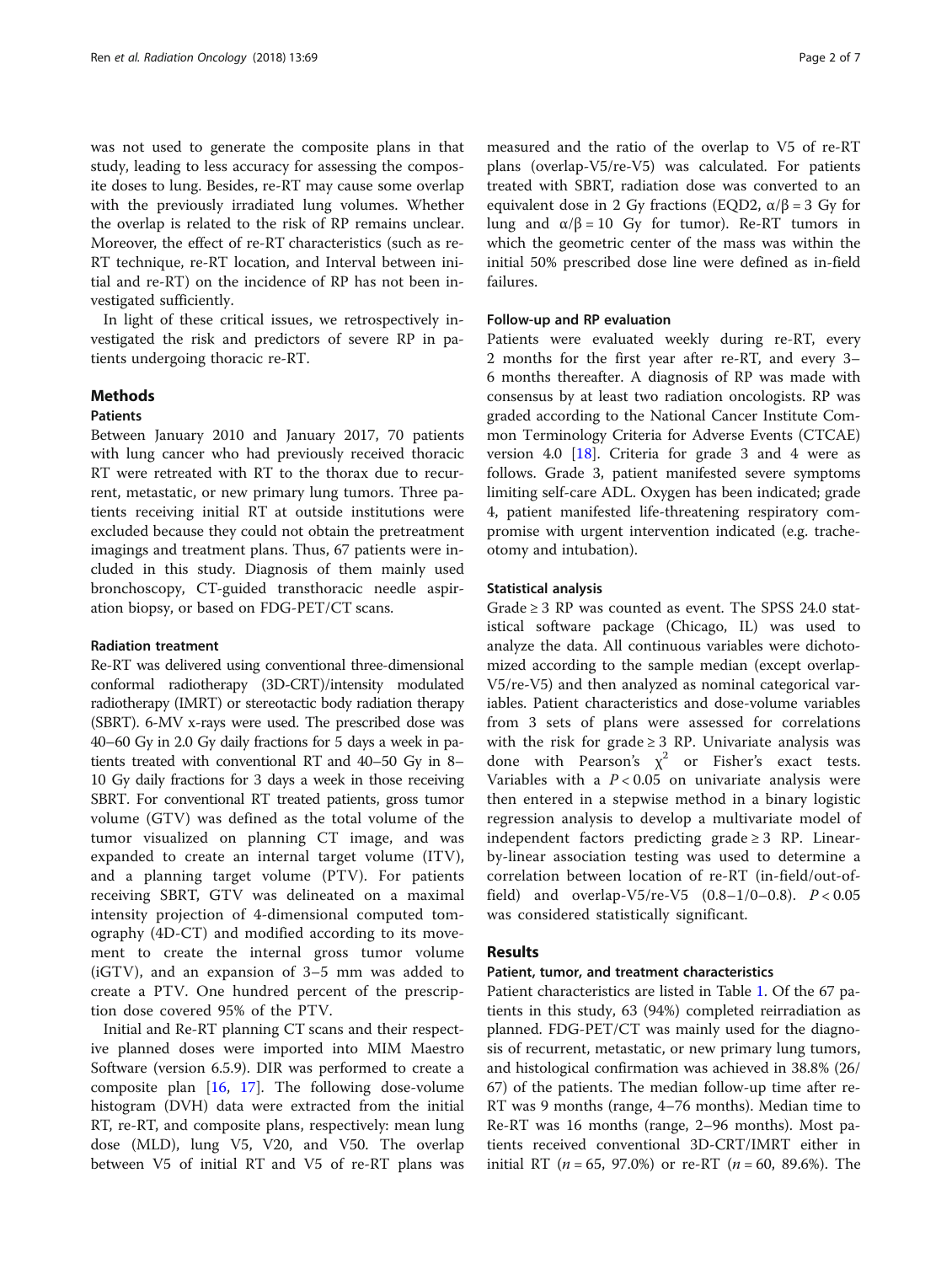was not used to generate the composite plans in that study, leading to less accuracy for assessing the composite doses to lung. Besides, re-RT may cause some overlap with the previously irradiated lung volumes. Whether the overlap is related to the risk of RP remains unclear. Moreover, the effect of re-RT characteristics (such as re-RT technique, re-RT location, and Interval between initial and re-RT) on the incidence of RP has not been investigated sufficiently.

In light of these critical issues, we retrospectively investigated the risk and predictors of severe RP in patients undergoing thoracic re-RT.

## Methods

### Patients

Between January 2010 and January 2017, 70 patients with lung cancer who had previously received thoracic RT were retreated with RT to the thorax due to recurrent, metastatic, or new primary lung tumors. Three patients receiving initial RT at outside institutions were excluded because they could not obtain the pretreatment imagings and treatment plans. Thus, 67 patients were included in this study. Diagnosis of them mainly used bronchoscopy, CT-guided transthoracic needle aspiration biopsy, or based on FDG-PET/CT scans.

### Radiation treatment

Re-RT was delivered using conventional three-dimensional conformal radiotherapy (3D-CRT)/intensity modulated radiotherapy (IMRT) or stereotactic body radiation therapy (SBRT). 6-MV x-rays were used. The prescribed dose was 40–60 Gy in 2.0 Gy daily fractions for 5 days a week in patients treated with conventional RT and 40–50 Gy in 8–10 Gy daily fractions for 3 days a week in those receiving SBRT. For conventional RT treated patients, gross tumor volume (GTV) was defined as the total volume of the tumor visualized on planning CT image, and was expanded to create an internal target volume (ITV), and a planning target volume (PTV). For patients receiving SBRT, GTV was delineated on a maximal intensity projection of 4-dimensional computed tomography (4D-CT) and modified according to its movement to create the internal gross tumor volume (iGTV), and an expansion of 3–5 mm was added to create a PTV. One hundred percent of the prescription dose covered 95% of the PTV.

Initial and Re-RT planning CT scans and their respective planned doses were imported into MIM Maestro Software (version 6.5.9). DIR was performed to create a composite plan [16, 17]. The following dose-volume histogram (DVH) data were extracted from the initial RT, re-RT, and composite plans, respectively: mean lung dose (MLD), lung V5, V20, and V50. The overlap between V5 of initial RT and V5 of re-RT plans was measured and the ratio of the overlap to V5 of re-RT plans (overlap-V5/re-V5) was calculated. For patients treated with SBRT, radiation dose was converted to an equivalent dose in 2 Gy fractions (EQD2, $\alpha/\beta = 3$ Gy for lung and $\alpha/\beta = 10$ Gy for tumor). Re-RT tumors in which the geometric center of the mass was within the initial 50% prescribed dose line were defined as in-field failures.

### Follow-up and RP evaluation

Patients were evaluated weekly during re-RT, every 2 months for the first year after re-RT, and every 3–6 months thereafter. A diagnosis of RP was made with consensus by at least two radiation oncologists. RP was graded according to the National Cancer Institute Common Terminology Criteria for Adverse Events (CTCAE) version 4.0 [18]. Criteria for grade 3 and 4 were as follows. Grade 3, patient manifested severe symptoms limiting self-care ADL. Oxygen has been indicated; grade 4, patient manifested life-threatening respiratory compromise with urgent intervention indicated (e.g. tracheotomy and intubation).

### Statistical analysis

Grade ≥ 3 RP was counted as event. The SPSS 24.0 statistical software package (Chicago, IL) was used to analyze the data. All continuous variables were dichotomized according to the sample median (except overlap-V5/re-V5) and then analyzed as nominal categorical variables. Patient characteristics and dose-volume variables from 3 sets of plans were assessed for correlations with the risk for grade ≥ 3 RP. Univariate analysis was done with Pearson's $\chi^2$ or Fisher's exact tests. Variables with a $P < 0.05$ on univariate analysis were then entered in a stepwise method in a binary logistic regression analysis to develop a multivariate model of independent factors predicting grade ≥ 3 RP. Linear-by-linear association testing was used to determine a correlation between location of re-RT (in-field/out-of-field) and overlap-V5/re-V5 (0.8–1/0–0.8). $P < 0.05$ was considered statistically significant.

## Results

### Patient, tumor, and treatment characteristics

Patient characteristics are listed in Table 1. Of the 67 patients in this study, 63 (94%) completed reirradiation as planned. FDG-PET/CT was mainly used for the diagnosis of recurrent, metastatic, or new primary lung tumors, and histological confirmation was achieved in 38.8% (26/67) of the patients. The median follow-up time after re-RT was 9 months (range, 4–76 months). Median time to Re-RT was 16 months (range, 2–96 months). Most patients received conventional 3D-CRT/IMRT either in initial RT ($n = 65$, 97.0%) or re-RT ($n = 60$, 89.6%). The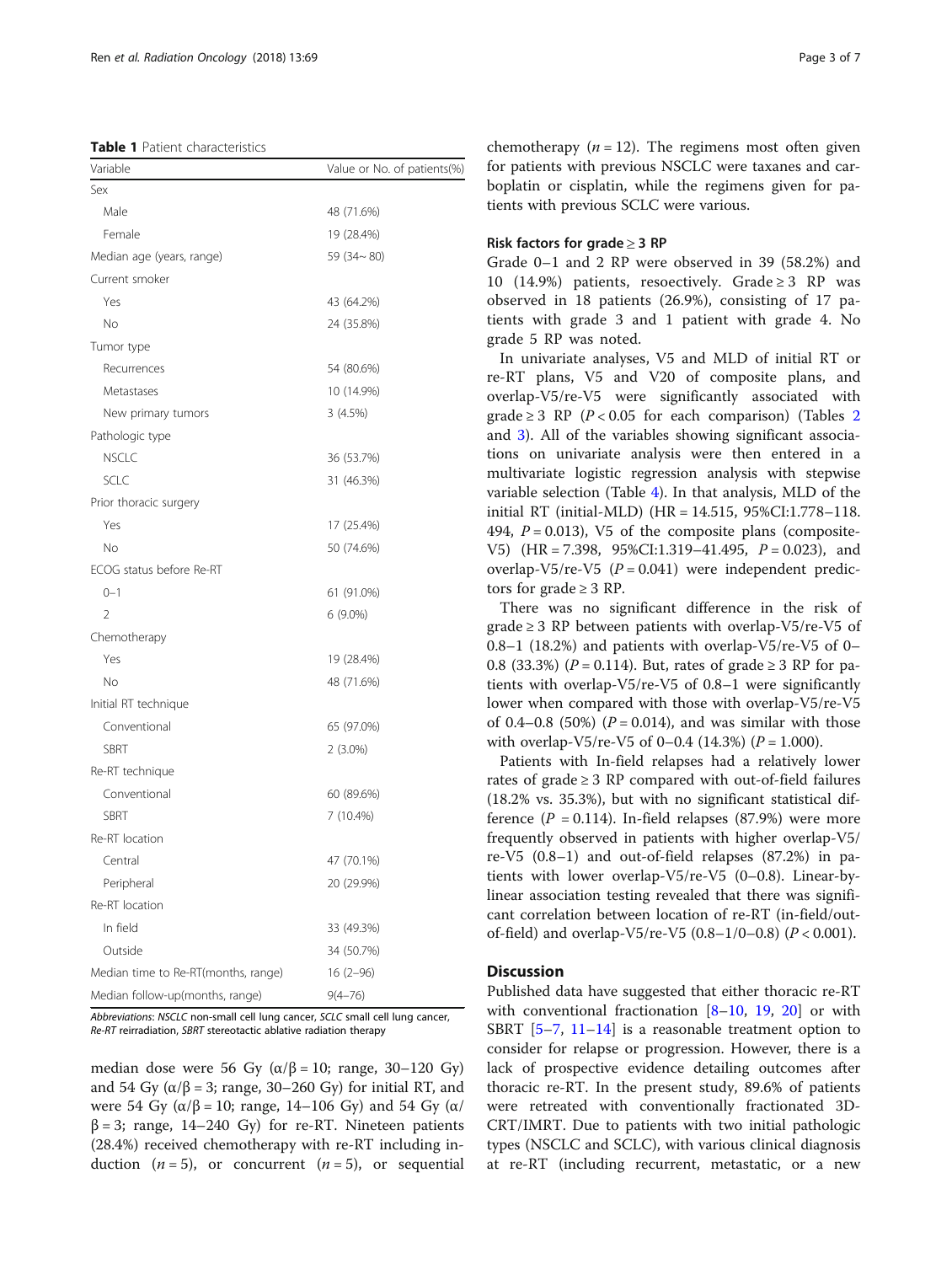**Table 1** Patient characteristics

| Variable | Value or No. of patients(%) |
|---|---|
| Sex | |
| Male | 48 (71.6%) |
| Female | 19 (28.4%) |
| Median age (years, range) | 59 (34~ 80) |
| Current smoker | |
| Yes | 43 (64.2%) |
| No | 24 (35.8%) |
| Tumor type | |
| Recurrences | 54 (80.6%) |
| Metastases | 10 (14.9%) |
| New primary tumors | 3 (4.5%) |
| Pathologic type | |
| NSCLC | 36 (53.7%) |
| SCLC | 31 (46.3%) |
| Prior thoracic surgery | |
| Yes | 17 (25.4%) |
| No | 50 (74.6%) |
| ECOG status before Re-RT | |
| 0–1 | 61 (91.0%) |
| 2 | 6 (9.0%) |
| Chemotherapy | |
| Yes | 19 (28.4%) |
| No | 48 (71.6%) |
| Initial RT technique | |
| Conventional | 65 (97.0%) |
| SBRT | 2 (3.0%) |
| Re-RT technique | |
| Conventional | 60 (89.6%) |
| SBRT | 7 (10.4%) |
| Re-RT location | |
| Central | 47 (70.1%) |
| Peripheral | 20 (29.9%) |
| Re-RT location | |
| In field | 33 (49.3%) |
| Outside | 34 (50.7%) |
| Median time to Re-RT(months, range) | 16 (2–96) |
| Median follow-up(months, range) | 9(4–76) |

*Abbreviations*: *NSCLC* non-small cell lung cancer, *SCLC* small cell lung cancer, *Re-RT* reirradiation, *SBRT* stereotactic ablative radiation therapy

median dose were 56 Gy ($\alpha/\beta = 10$; range, 30–120 Gy) and 54 Gy ($\alpha/\beta = 3$; range, 30–260 Gy) for initial RT, and were 54 Gy ($\alpha/\beta = 10$; range, 14–106 Gy) and 54 Gy ($\alpha/\beta = 3$; range, 14–240 Gy) for re-RT. Nineteen patients (28.4%) received chemotherapy with re-RT including induction ($n = 5$), or concurrent ($n = 5$), or sequential chemotherapy ($n = 12$). The regimens most often given for patients with previous NSCLC were taxanes and carboplatin or cisplatin, while the regimens given for patients with previous SCLC were various.

### Risk factors for grade ≥ 3 RP

Grade 0–1 and 2 RP were observed in 39 (58.2%) and 10 (14.9%) patients, resoectively. Grade ≥ 3 RP was observed in 18 patients (26.9%), consisting of 17 patients with grade 3 and 1 patient with grade 4. No grade 5 RP was noted.

In univariate analyses, V5 and MLD of initial RT or re-RT plans, V5 and V20 of composite plans, and overlap-V5/re-V5 were significantly associated with grade ≥ 3 RP ($P < 0.05$ for each comparison) (Tables 2 and 3). All of the variables showing significant associations on univariate analysis were then entered in a multivariate logistic regression analysis with stepwise variable selection (Table 4). In that analysis, MLD of the initial RT (initial-MLD) (HR = 14.515, 95%CI:1.778–118. 494, $P = 0.013$), V5 of the composite plans (composite-V5) (HR = 7.398, 95%CI:1.319–41.495, $P = 0.023$), and overlap-V5/re-V5 ($P = 0.041$) were independent predictors for grade ≥ 3 RP.

There was no significant difference in the risk of grade ≥ 3 RP between patients with overlap-V5/re-V5 of 0.8–1 (18.2%) and patients with overlap-V5/re-V5 of 0–0.8 (33.3%) ($P = 0.114$). But, rates of grade ≥ 3 RP for patients with overlap-V5/re-V5 of 0.8–1 were significantly lower when compared with those with overlap-V5/re-V5 of 0.4–0.8 (50%) ($P = 0.014$), and was similar with those with overlap-V5/re-V5 of 0–0.4 (14.3%) ($P = 1.000$).

Patients with In-field relapses had a relatively lower rates of grade ≥ 3 RP compared with out-of-field failures (18.2% vs. 35.3%), but with no significant statistical difference ($P = 0.114$). In-field relapses (87.9%) were more frequently observed in patients with higher overlap-V5/re-V5 (0.8–1) and out-of-field relapses (87.2%) in patients with lower overlap-V5/re-V5 (0–0.8). Linear-by-linear association testing revealed that there was significant correlation between location of re-RT (in-field/out-of-field) and overlap-V5/re-V5 (0.8–1/0–0.8) ($P < 0.001$).

## Discussion

Published data have suggested that either thoracic re-RT with conventional fractionation [8–10, 19, 20] or with SBRT [5–7, 11–14] is a reasonable treatment option to consider for relapse or progression. However, there is a lack of prospective evidence detailing outcomes after thoracic re-RT. In the present study, 89.6% of patients were retreated with conventionally fractionated 3D-CRT/IMRT. Due to patients with two initial pathologic types (NSCLC and SCLC), with various clinical diagnosis at re-RT (including recurrent, metastatic, or a new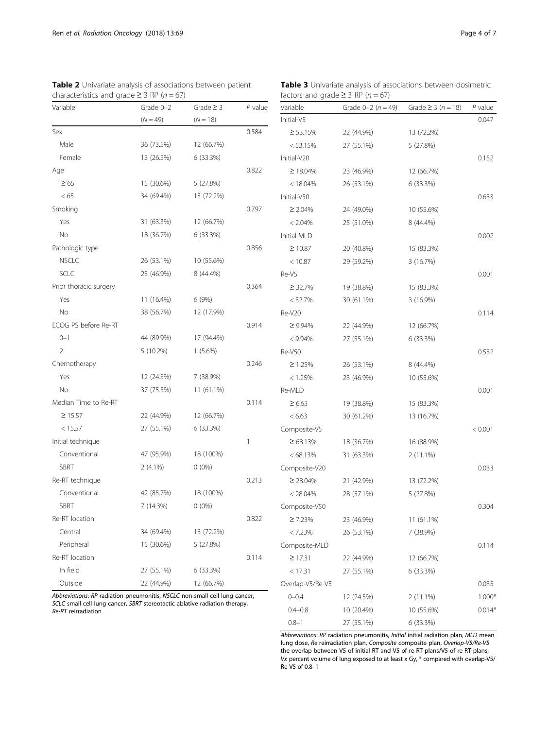**Table 2** Univariate analysis of associations between patient characteristics and grade ≥ 3 RP (*n* = 67)

| Variable | Grade 0–2 ($N = 49$) | Grade ≥ 3 ($N = 18$) | *P* value |
|---|---|---|---|
| Sex | | | 0.584 |
| Male | 36 (73.5%) | 12 (66.7%) | |
| Female | 13 (26.5%) | 6 (33.3%) | |
| Age | | | 0.822 |
| ≥ 65 | 15 (30.6%) | 5 (27.8%) | |
| < 65 | 34 (69.4%) | 13 (72.2%) | |
| Smoking | | | 0.797 |
| Yes | 31 (63.3%) | 12 (66.7%) | |
| No | 18 (36.7%) | 6 (33.3%) | |
| Pathologic type | | | 0.856 |
| NSCLC | 26 (53.1%) | 10 (55.6%) | |
| SCLC | 23 (46.9%) | 8 (44.4%) | |
| Prior thoracic surgery | | | 0.364 |
| Yes | 11 (16.4%) | 6 (9%) | |
| No | 38 (56.7%) | 12 (17.9%) | |
| ECOG PS before Re-RT | | | 0.914 |
| 0–1 | 44 (89.9%) | 17 (94.4%) | |
| 2 | 5 (10.2%) | 1 (5.6%) | |
| Chemotherapy | | | 0.246 |
| Yes | 12 (24.5%) | 7 (38.9%) | |
| No | 37 (75.5%) | 11 (61.1%) | |
| Median Time to Re-RT | | | 0.114 |
| ≥ 15.57 | 22 (44.9%) | 12 (66.7%) | |
| < 15.57 | 27 (55.1%) | 6 (33.3%) | |
| Initial technique | | | 1 |
| Conventional | 47 (95.9%) | 18 (100%) | |
| SBRT | 2 (4.1%) | 0 (0%) | |
| Re-RT technique | | | 0.213 |
| Conventional | 42 (85.7%) | 18 (100%) | |
| SBRT | 7 (14.3%) | 0 (0%) | |
| Re-RT location | | | 0.822 |
| Central | 34 (69.4%) | 13 (72.2%) | |
| Peripheral | 15 (30.6%) | 5 (27.8%) | |
| Re-RT location | | | 0.114 |
| In field | 27 (55.1%) | 6 (33.3%) | |
| Outside | 22 (44.9%) | 12 (66.7%) | |

*Abbreviations*: *RP* radiation pneumonitis, *NSCLC* non-small cell lung cancer, *SCLC* small cell lung cancer, *SBRT* stereotactic ablative radiation therapy, *Re-RT* reirradiation

**Table 3** Univariate analysis of associations between dosimetric factors and grade ≥ 3 RP (*n* = 67)

| Variable | Grade 0–2 ($n = 49$) | Grade ≥ 3 ($n = 18$) | *P* value |
|---|---|---|---|
| Initial-V5 | | | 0.047 |
| ≥ 53.15% | 22 (44.9%) | 13 (72.2%) | |
| < 53.15% | 27 (55.1%) | 5 (27.8%) | |
| Initial-V20 | | | 0.152 |
| ≥ 18.04% | 23 (46.9%) | 12 (66.7%) | |
| < 18.04% | 26 (53.1%) | 6 (33.3%) | |
| Initial-V50 | | | 0.633 |
| ≥ 2.04% | 24 (49.0%) | 10 (55.6%) | |
| < 2.04% | 25 (51.0%) | 8 (44.4%) | |
| Initial-MLD | | | 0.002 |
| ≥ 10.87 | 20 (40.8%) | 15 (83.3%) | |
| < 10.87 | 29 (59.2%) | 3 (16.7%) | |
| Re-V5 | | | 0.001 |
| ≥ 32.7% | 19 (38.8%) | 15 (83.3%) | |
| < 32.7% | 30 (61.1%) | 3 (16.9%) | |
| Re-V20 | | | 0.114 |
| ≥ 9.94% | 22 (44.9%) | 12 (66.7%) | |
| < 9.94% | 27 (55.1%) | 6 (33.3%) | |
| Re-V50 | | | 0.532 |
| ≥ 1.25% | 26 (53.1%) | 8 (44.4%) | |
| < 1.25% | 23 (46.9%) | 10 (55.6%) | |
| Re-MLD | | | 0.001 |
| ≥ 6.63 | 19 (38.8%) | 15 (83.3%) | |
| < 6.63 | 30 (61.2%) | 13 (16.7%) | |
| Composite-V5 | | | < 0.001 |
| ≥ 68.13% | 18 (36.7%) | 16 (88.9%) | |
| < 68.13% | 31 (63.3%) | 2 (11.1%) | |
| Composite-V20 | | | 0.033 |
| ≥ 28.04% | 21 (42.9%) | 13 (72.2%) | |
| < 28.04% | 28 (57.1%) | 5 (27.8%) | |
| Composite-V50 | | | 0.304 |
| ≥ 7.23% | 23 (46.9%) | 11 (61.1%) | |
| < 7.23% | 26 (53.1%) | 7 (38.9%) | |
| Composite-MLD | | | 0.114 |
| ≥ 17.31 | 22 (44.9%) | 12 (66.7%) | |
| < 17.31 | 27 (55.1%) | 6 (33.3%) | |
| Overlap-V5/Re-V5 | | | 0.035 |
| 0–0.4 | 12 (24.5%) | 2 (11.1%) | 1.000* |
| 0.4–0.8 | 10 (20.4%) | 10 (55.6%) | 0.014* |
| 0.8–1 | 27 (55.1%) | 6 (33.3%) | |

*Abbreviations*: *RP* radiation pneumonitis, *Initial* initial radiation plan, *MLD* mean lung dose, *Re* reirradiation plan, *Composite* composite plan, *Overlap-V5/Re-V5* the overlap between V5 of initial RT and V5 of re-RT plans/V5 of re-RT plans, *Vx* percent volume of lung exposed to at least x Gy, * compared with overlap-V5/Re-V5 of 0.8–1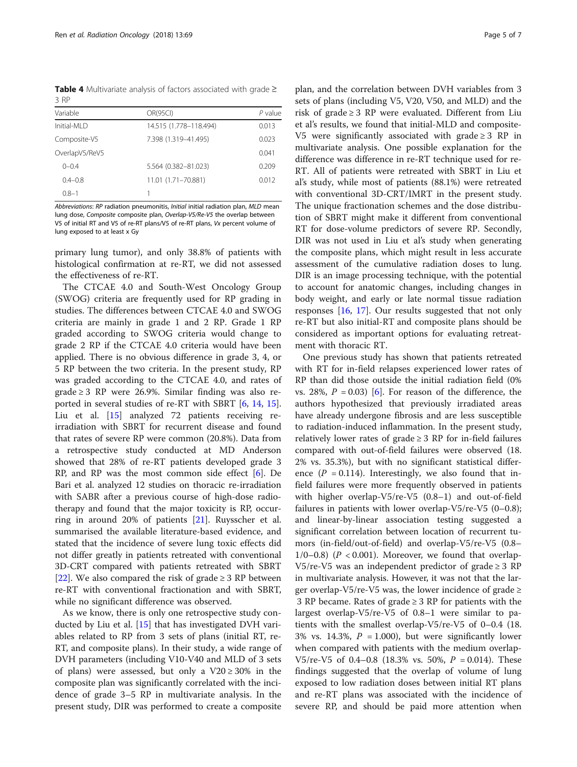**Table 4** Multivariate analysis of factors associated with grade ≥ 3 RP

| Variable | OR(95CI) | *P* value |
|---|---|---|
| Initial-MLD | 14.515 (1.778–118.494) | 0.013 |
| Composite-V5 | 7.398 (1.319–41.495) | 0.023 |
| OverlapV5/ReV5 | | 0.041 |
| 0–0.4 | 5.564 (0.382–81.023) | 0.209 |
| 0.4–0.8 | 11.01 (1.71–70.881) | 0.012 |
| 0.8–1 | 1 | |

*Abbreviations*: *RP* radiation pneumonitis, *Initial* initial radiation plan, *MLD* mean lung dose, *Composite* composite plan, *Overlap-V5/Re-V5* the overlap between V5 of initial RT and V5 of re-RT plans/V5 of re-RT plans, *Vx* percent volume of lung exposed to at least x Gy

primary lung tumor), and only 38.8% of patients with histological confirmation at re-RT, we did not assessed the effectiveness of re-RT.

The CTCAE 4.0 and South-West Oncology Group (SWOG) criteria are frequently used for RP grading in studies. The differences between CTCAE 4.0 and SWOG criteria are mainly in grade 1 and 2 RP. Grade 1 RP graded according to SWOG criteria would change to grade 2 RP if the CTCAE 4.0 criteria would have been applied. There is no obvious difference in grade 3, 4, or 5 RP between the two criteria. In the present study, RP was graded according to the CTCAE 4.0, and rates of grade ≥ 3 RP were 26.9%. Similar finding was also reported in several studies of re-RT with SBRT [6, 14, 15]. Liu et al. [15] analyzed 72 patients receiving re-irradiation with SBRT for recurrent disease and found that rates of severe RP were common (20.8%). Data from a retrospective study conducted at MD Anderson showed that 28% of re-RT patients developed grade 3 RP, and RP was the most common side effect [6]. De Bari et al. analyzed 12 studies on thoracic re-irradiation with SABR after a previous course of high-dose radiotherapy and found that the major toxicity is RP, occurring in around 20% of patients [21]. Ruysscher et al. summarised the available literature-based evidence, and stated that the incidence of severe lung toxic effects did not differ greatly in patients retreated with conventional 3D-CRT compared with patients retreated with SBRT [22]. We also compared the risk of grade ≥ 3 RP between re-RT with conventional fractionation and with SBRT, while no significant difference was observed.

As we know, there is only one retrospective study conducted by Liu et al. [15] that has investigated DVH variables related to RP from 3 sets of plans (initial RT, re-RT, and composite plans). In their study, a wide range of DVH parameters (including V10-V40 and MLD of 3 sets of plans) were assessed, but only a V20 ≥ 30% in the composite plan was significantly correlated with the incidence of grade 3–5 RP in multivariate analysis. In the present study, DIR was performed to create a composite plan, and the correlation between DVH variables from 3 sets of plans (including V5, V20, V50, and MLD) and the risk of grade ≥ 3 RP were evaluated. Different from Liu et al's results, we found that initial-MLD and composite-V5 were significantly associated with grade ≥ 3 RP in multivariate analysis. One possible explanation for the difference was difference in re-RT technique used for re-RT. All of patients were retreated with SBRT in Liu et al's study, while most of patients (88.1%) were retreated with conventional 3D-CRT/IMRT in the present study. The unique fractionation schemes and the dose distribution of SBRT might make it different from conventional RT for dose-volume predictors of severe RP. Secondly, DIR was not used in Liu et al's study when generating the composite plans, which might result in less accurate assessment of the cumulative radiation doses to lung. DIR is an image processing technique, with the potential to account for anatomic changes, including changes in body weight, and early or late normal tissue radiation responses [16, 17]. Our results suggested that not only re-RT but also initial-RT and composite plans should be considered as important options for evaluating retreatment with thoracic RT.

One previous study has shown that patients retreated with RT for in-field relapses experienced lower rates of RP than did those outside the initial radiation field (0% vs. 28%, $P = 0.03$) [6]. For reason of the difference, the authors hypothesized that previously irradiated areas have already undergone fibrosis and are less susceptible to radiation-induced inflammation. In the present study, relatively lower rates of grade ≥ 3 RP for in-field failures compared with out-of-field failures were observed (18.2% vs. 35.3%), but with no significant statistical difference ($P = 0.114$). Interestingly, we also found that in-field failures were more frequently observed in patients with higher overlap-V5/re-V5 (0.8–1) and out-of-field failures in patients with lower overlap-V5/re-V5 (0–0.8); and linear-by-linear association testing suggested a significant correlation between location of recurrent tumors (in-field/out-of-field) and overlap-V5/re-V5 (0.8–1/0–0.8) ($P < 0.001$). Moreover, we found that overlap-V5/re-V5 was an independent predictor of grade ≥ 3 RP in multivariate analysis. However, it was not that the larger overlap-V5/re-V5 was, the lower incidence of grade ≥ 3 RP became. Rates of grade ≥ 3 RP for patients with the largest overlap-V5/re-V5 of 0.8–1 were similar to patients with the smallest overlap-V5/re-V5 of 0–0.4 (18.3% vs. 14.3%, $P = 1.000$), but were significantly lower when compared with patients with the medium overlap-V5/re-V5 of 0.4–0.8 (18.3% vs. 50%, $P = 0.014$). These findings suggested that the overlap of volume of lung exposed to low radiation doses between initial RT plans and re-RT plans was associated with the incidence of severe RP, and should be paid more attention when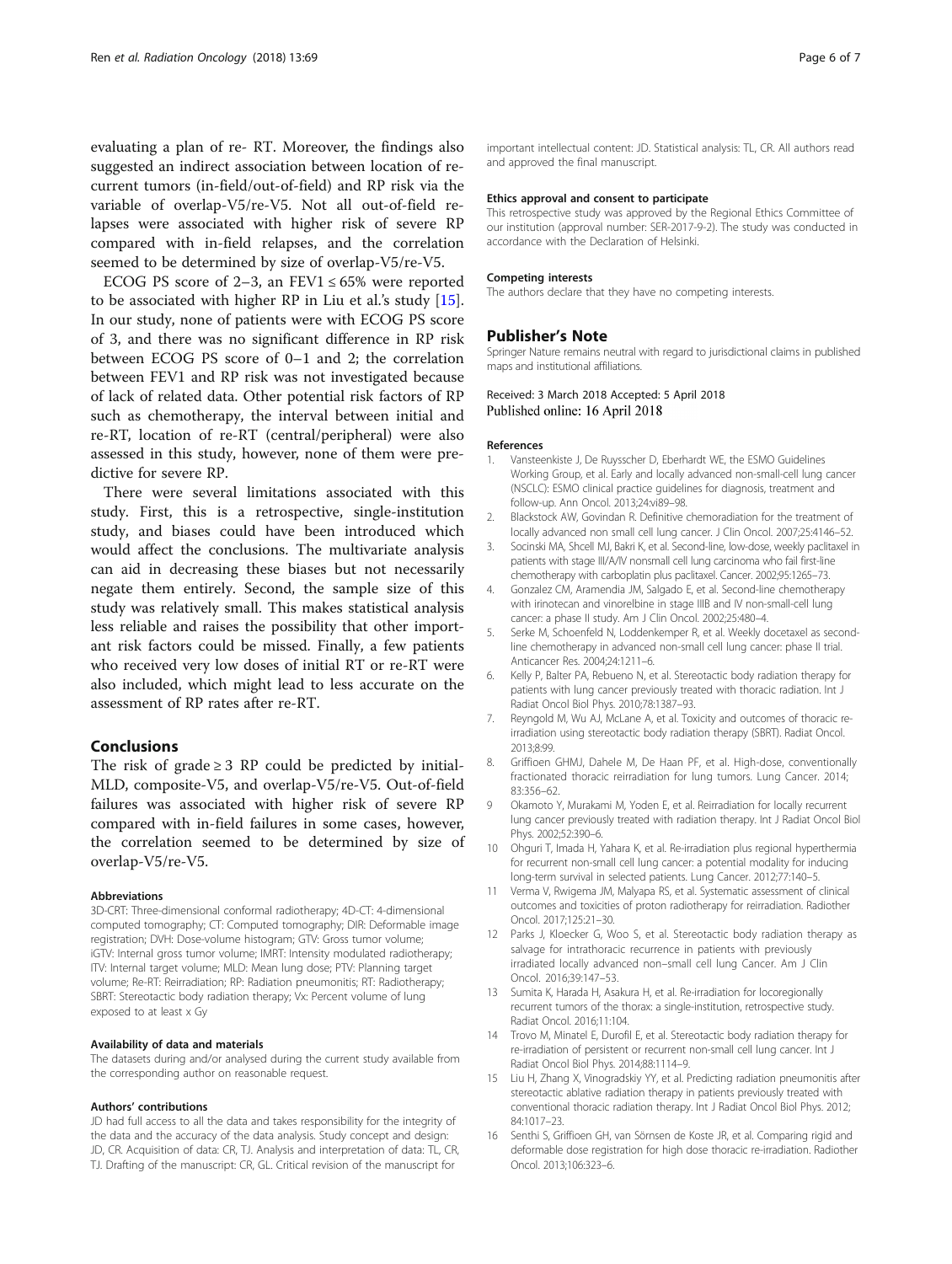evaluating a plan of re- RT. Moreover, the findings also suggested an indirect association between location of recurrent tumors (in-field/out-of-field) and RP risk via the variable of overlap-V5/re-V5. Not all out-of-field relapses were associated with higher risk of severe RP compared with in-field relapses, and the correlation seemed to be determined by size of overlap-V5/re-V5.

ECOG PS score of 2–3, an FEV1 ≤ 65% were reported to be associated with higher RP in Liu et al.'s study [15]. In our study, none of patients were with ECOG PS score of 3, and there was no significant difference in RP risk between ECOG PS score of 0–1 and 2; the correlation between FEV1 and RP risk was not investigated because of lack of related data. Other potential risk factors of RP such as chemotherapy, the interval between initial and re-RT, location of re-RT (central/peripheral) were also assessed in this study, however, none of them were predictive for severe RP.

There were several limitations associated with this study. First, this is a retrospective, single-institution study, and biases could have been introduced which would affect the conclusions. The multivariate analysis can aid in decreasing these biases but not necessarily negate them entirely. Second, the sample size of this study was relatively small. This makes statistical analysis less reliable and raises the possibility that other important risk factors could be missed. Finally, a few patients who received very low doses of initial RT or re-RT were also included, which might lead to less accurate on the assessment of RP rates after re-RT.

## Conclusions

The risk of grade ≥ 3 RP could be predicted by initial-MLD, composite-V5, and overlap-V5/re-V5. Out-of-field failures was associated with higher risk of severe RP compared with in-field failures in some cases, however, the correlation seemed to be determined by size of overlap-V5/re-V5.

#### Abbreviations

3D-CRT: Three-dimensional conformal radiotherapy; 4D-CT: 4-dimensional computed tomography; CT: Computed tomography; DIR: Deformable image registration; DVH: Dose-volume histogram; GTV: Gross tumor volume; iGTV: Internal gross tumor volume; IMRT: Intensity modulated radiotherapy; ITV: Internal target volume; MLD: Mean lung dose; PTV: Planning target volume; Re-RT: Reirradiation; RP: Radiation pneumonitis; RT: Radiotherapy; SBRT: Stereotactic body radiation therapy; Vx: Percent volume of lung exposed to at least x Gy

#### Availability of data and materials

The datasets during and/or analysed during the current study available from the corresponding author on reasonable request.

#### Authors' contributions

JD had full access to all the data and takes responsibility for the integrity of the data and the accuracy of the data analysis. Study concept and design: JD, CR. Acquisition of data: CR, TJ. Analysis and interpretation of data: TL, CR, TJ. Drafting of the manuscript: CR, GL. Critical revision of the manuscript for important intellectual content: JD. Statistical analysis: TL, CR. All authors read and approved the final manuscript.

#### Ethics approval and consent to participate

This retrospective study was approved by the Regional Ethics Committee of our institution (approval number: SER-2017-9-2). The study was conducted in accordance with the Declaration of Helsinki.

#### Competing interests

The authors declare that they have no competing interests.

### Publisher's Note

Springer Nature remains neutral with regard to jurisdictional claims in published maps and institutional affiliations.

Received: 3 March 2018 Accepted: 5 April 2018
Published online: 16 April 2018

#### References

1. Vansteenkiste J, De Ruysscher D, Eberhardt WE, the ESMO Guidelines Working Group, et al. Early and locally advanced non-small-cell lung cancer (NSCLC): ESMO clinical practice guidelines for diagnosis, treatment and follow-up. Ann Oncol. 2013;24:vi89–98.
2. Blackstock AW, Govindan R. Definitive chemoradiation for the treatment of locally advanced non small cell lung cancer. J Clin Oncol. 2007;25:4146–52.
3. Socinski MA, Shcell MJ, Bakri K, et al. Second-line, low-dose, weekly paclitaxel in patients with stage III/A/IV nonsmall cell lung carcinoma who fail first-line chemotherapy with carboplatin plus paclitaxel. Cancer. 2002;95:1265–73.
4. Gonzalez CM, Aramendia JM, Salgado E, et al. Second-line chemotherapy with irinotecan and vinorelbine in stage IIIB and IV non-small-cell lung cancer: a phase II study. Am J Clin Oncol. 2002;25:480–4.
5. Serke M, Schoenfeld N, Loddenkemper R, et al. Weekly docetaxel as second-line chemotherapy in advanced non-small cell lung cancer: phase II trial. Anticancer Res. 2004;24:1211–6.
6. Kelly P, Balter PA, Rebueno N, et al. Stereotactic body radiation therapy for patients with lung cancer previously treated with thoracic radiation. Int J Radiat Oncol Biol Phys. 2010;78:1387–93.
7. Reyngold M, Wu AJ, McLane A, et al. Toxicity and outcomes of thoracic re-irradiation using stereotactic body radiation therapy (SBRT). Radiat Oncol. 2013;8:99.
8. Griffioen GHMJ, Dahele M, De Haan PF, et al. High-dose, conventionally fractionated thoracic reirradiation for lung tumors. Lung Cancer. 2014; 83:356–62.
9. Okamoto Y, Murakami M, Yoden E, et al. Reirradiation for locally recurrent lung cancer previously treated with radiation therapy. Int J Radiat Oncol Biol Phys. 2002;52:390–6.
10. Ohguri T, Imada H, Yahara K, et al. Re-irradiation plus regional hyperthermia for recurrent non-small cell lung cancer: a potential modality for inducing long-term survival in selected patients. Lung Cancer. 2012;77:140–5.
11. Verma V, Rwigema JM, Malyapa RS, et al. Systematic assessment of clinical outcomes and toxicities of proton radiotherapy for reirradiation. Radiother Oncol. 2017;125:21–30.
12. Parks J, Kloecker G, Woo S, et al. Stereotactic body radiation therapy as salvage for intrathoracic recurrence in patients with previously irradiated locally advanced non–small cell lung Cancer. Am J Clin Oncol. 2016;39:147–53.
13. Sumita K, Harada H, Asakura H, et al. Re-irradiation for locoregionally recurrent tumors of the thorax: a single-institution, retrospective study. Radiat Oncol. 2016;11:104.
14. Trovo M, Minatel E, Durofil E, et al. Stereotactic body radiation therapy for re-irradiation of persistent or recurrent non-small cell lung cancer. Int J Radiat Oncol Biol Phys. 2014;88:1114–9.
15. Liu H, Zhang X, Vinogradskiy YY, et al. Predicting radiation pneumonitis after stereotactic ablative radiation therapy in patients previously treated with conventional thoracic radiation therapy. Int J Radiat Oncol Biol Phys. 2012; 84:1017–23.
16. Senthi S, Griffioen GH, van Sörnsen de Koste JR, et al. Comparing rigid and deformable dose registration for high dose thoracic re-irradiation. Radiother Oncol. 2013;106:323–6.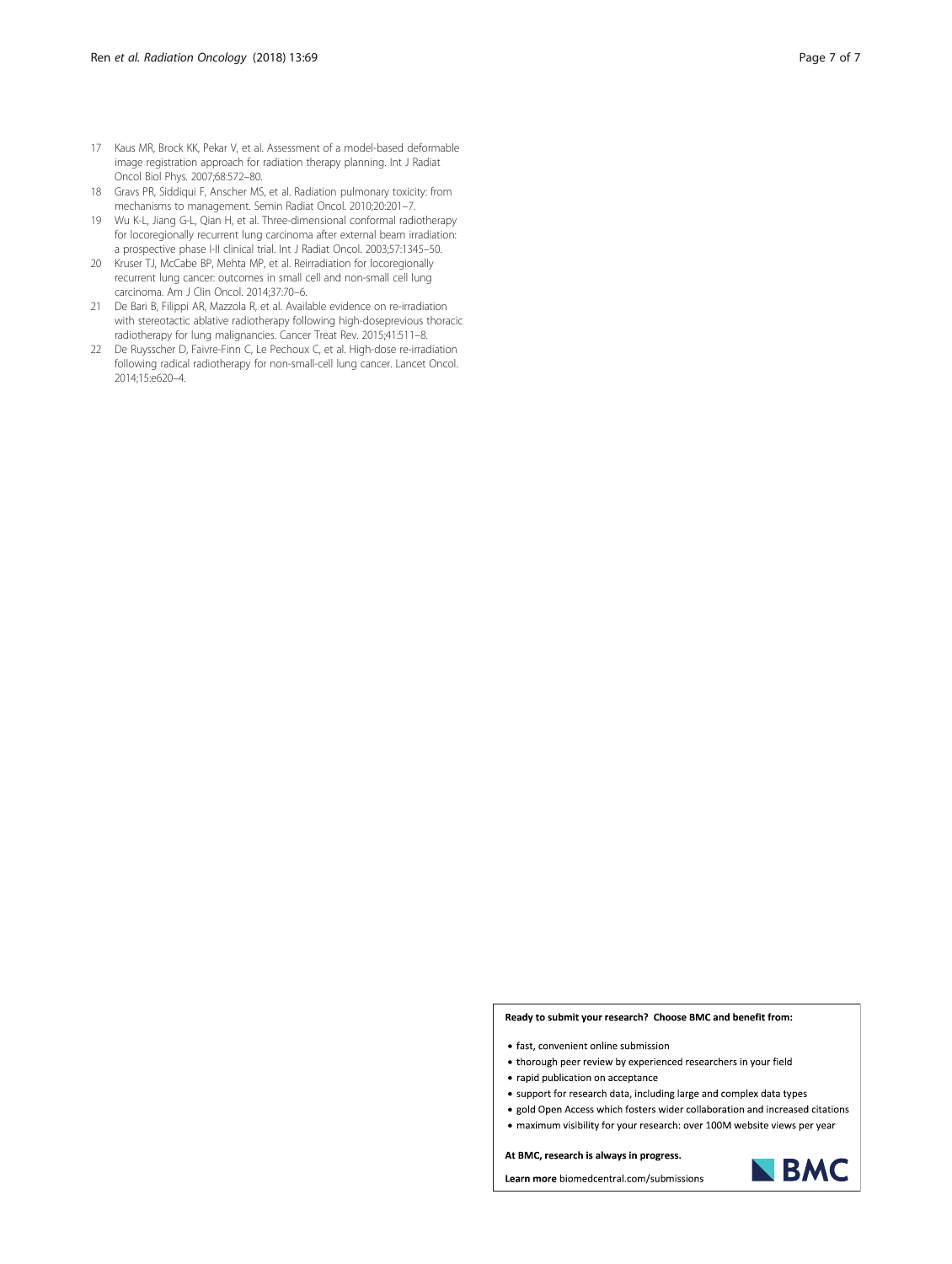17. Kaus MR, Brock KK, Pekar V, et al. Assessment of a model-based deformable image registration approach for radiation therapy planning. Int J Radiat Oncol Biol Phys. 2007;68:572–80.
18. Gravs PR, Siddiqui F, Anscher MS, et al. Radiation pulmonary toxicity: from mechanisms to management. Semin Radiat Oncol. 2010;20:201–7.
19. Wu K-L, Jiang G-L, Qian H, et al. Three-dimensional conformal radiotherapy for locoregionally recurrent lung carcinoma after external beam irradiation: a prospective phase I-II clinical trial. Int J Radiat Oncol. 2003;57:1345–50.
20. Kruser TJ, McCabe BP, Mehta MP, et al. Reirradiation for locoregionally recurrent lung cancer: outcomes in small cell and non-small cell lung carcinoma. Am J Clin Oncol. 2014;37:70–6.
21. De Bari B, Filippi AR, Mazzola R, et al. Available evidence on re-irradiation with stereotactic ablative radiotherapy following high-doseprevious thoracic radiotherapy for lung malignancies. Cancer Treat Rev. 2015;41:511–8.
22. De Ruysscher D, Faivre-Finn C, Le Pechoux C, et al. High-dose re-irradiation following radical radiotherapy for non-small-cell lung cancer. Lancet Oncol. 2014;15:e620–4.

**Ready to submit your research? Choose BMC and benefit from:**

- fast, convenient online submission
- thorough peer review by experienced researchers in your field
- rapid publication on acceptance
- support for research data, including large and complex data types
- gold Open Access which fosters wider collaboration and increased citations
- maximum visibility for your research: over 100M website views per year

**At BMC, research is always in progress.**

**Learn more** biomedcentral.com/submissions

BMC